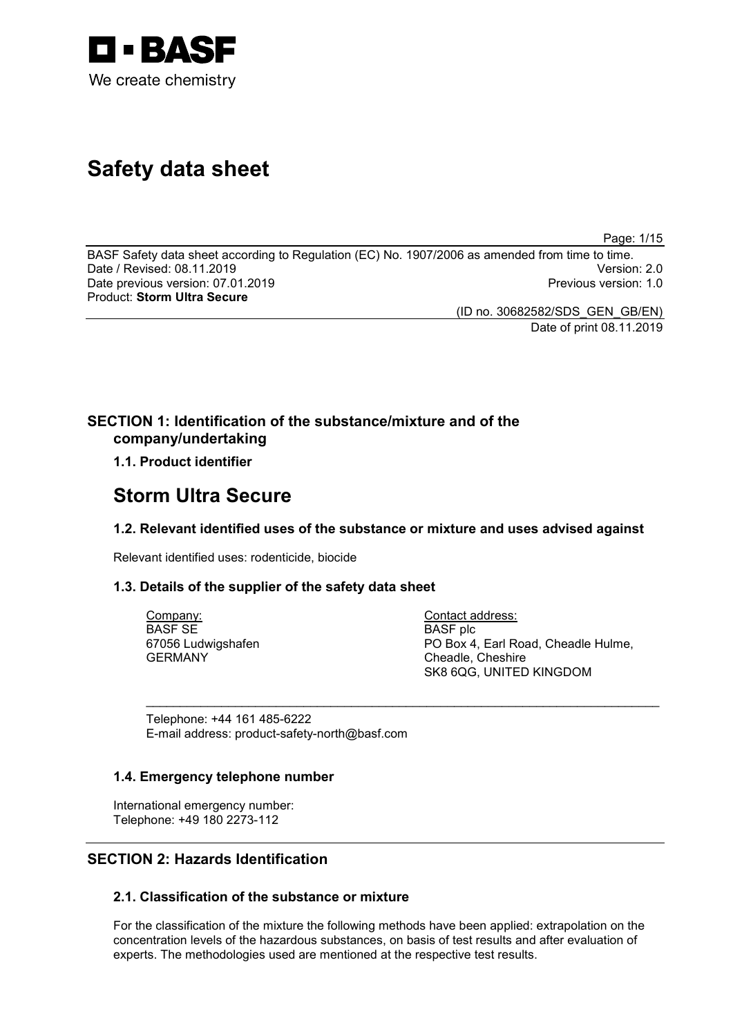BASF
We create chemistry

# Safety data sheet

BASF Safety data sheet according to Regulation (EC) No. 1907/2006 as amended from time to time.
Date / Revised: 08.11.2019 Version: 2.0
Date previous version: 07.01.2019 Previous version: 1.0
Product: **Storm Ultra Secure**

(ID no. 30682582/SDS_GEN_GB/EN)
Date of print 08.11.2019

## SECTION 1: Identification of the substance/mixture and of the company/undertaking

### 1.1. Product identifier

# Storm Ultra Secure

### 1.2. Relevant identified uses of the substance or mixture and uses advised against

Relevant identified uses: rodenticide, biocide

### 1.3. Details of the supplier of the safety data sheet

Company:
BASF SE
67056 Ludwigshafen
GERMANY

Contact address:
BASF plc
PO Box 4, Earl Road, Cheadle Hulme,
Cheadle, Cheshire
SK8 6QG, UNITED KINGDOM

Telephone: +44 161 485-6222
E-mail address: product-safety-north@basf.com

### 1.4. Emergency telephone number

International emergency number:
Telephone: +49 180 2273-112

## SECTION 2: Hazards Identification

### 2.1. Classification of the substance or mixture

For the classification of the mixture the following methods have been applied: extrapolation on the concentration levels of the hazardous substances, on basis of test results and after evaluation of experts. The methodologies used are mentioned at the respective test results.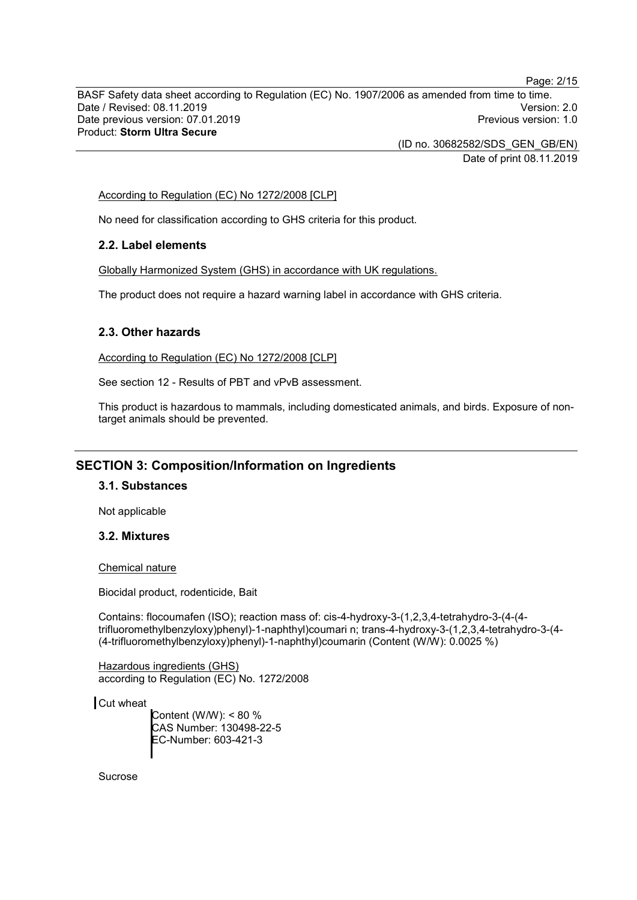According to Regulation (EC) No 1272/2008 [CLP]

No need for classification according to GHS criteria for this product.

### 2.2. Label elements

Globally Harmonized System (GHS) in accordance with UK regulations.

The product does not require a hazard warning label in accordance with GHS criteria.

### 2.3. Other hazards

According to Regulation (EC) No 1272/2008 [CLP]

See section 12 - Results of PBT and vPvB assessment.

This product is hazardous to mammals, including domesticated animals, and birds. Exposure of non-target animals should be prevented.

## SECTION 3: Composition/Information on Ingredients

### 3.1. Substances

Not applicable

### 3.2. Mixtures

Chemical nature

Biocidal product, rodenticide, Bait

Contains: flocoumafen (ISO); reaction mass of: cis-4-hydroxy-3-(1,2,3,4-tetrahydro-3-(4-(4-trifluoromethylbenzyloxy)phenyl)-1-naphthyl)coumari n; trans-4-hydroxy-3-(1,2,3,4-tetrahydro-3-(4-(4-trifluoromethylbenzyloxy)phenyl)-1-naphthyl)coumarin (Content (W/W): 0.0025 %)

Hazardous ingredients (GHS)
according to Regulation (EC) No. 1272/2008

Cut wheat

Content (W/W): < 80 %
CAS Number: 130498-22-5
EC-Number: 603-421-3

Sucrose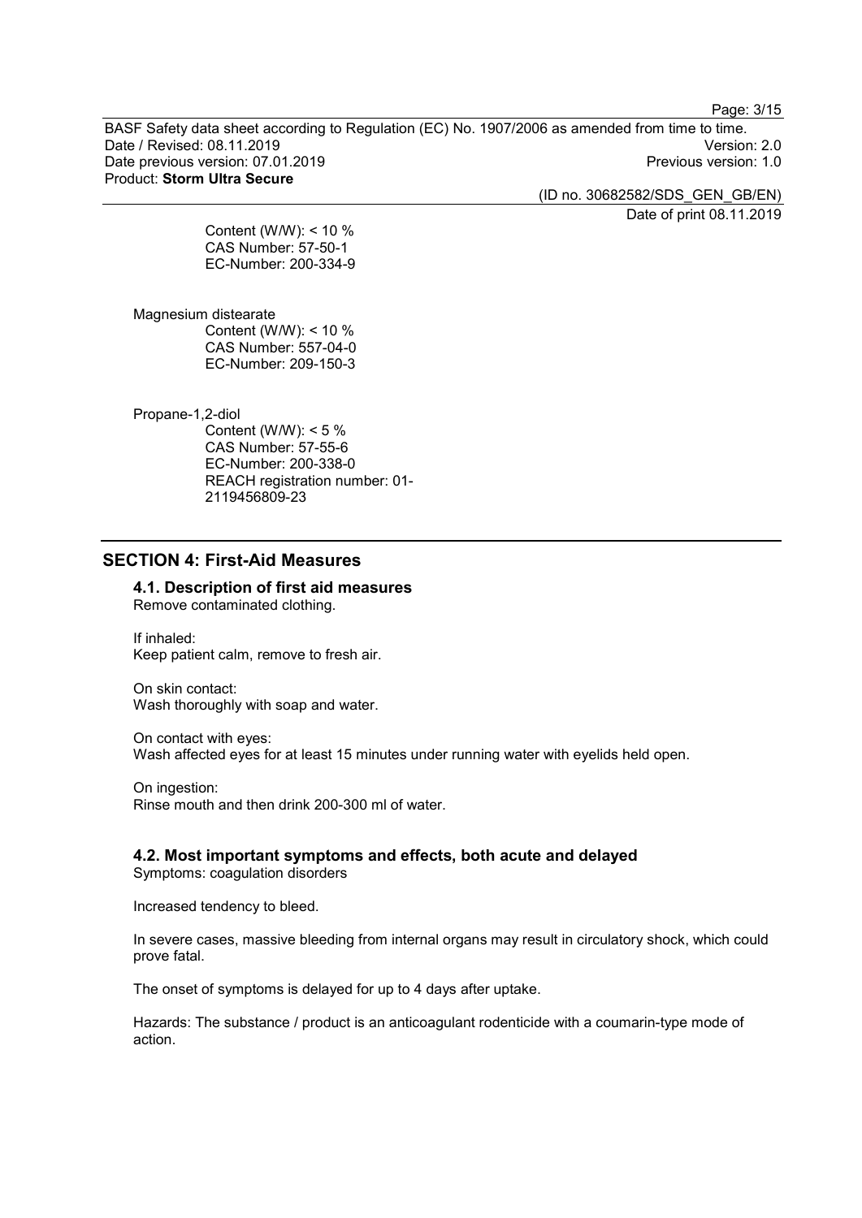Content (W/W): < 10 %
CAS Number: 57-50-1
EC-Number: 200-334-9

Magnesium distearate
Content (W/W): < 10 %
CAS Number: 557-04-0
EC-Number: 209-150-3

Propane-1,2-diol
Content (W/W): < 5 %
CAS Number: 57-55-6
EC-Number: 200-338-0
REACH registration number: 01-2119456809-23

## SECTION 4: First-Aid Measures

### 4.1. Description of first aid measures

Remove contaminated clothing.

If inhaled:
Keep patient calm, remove to fresh air.

On skin contact:
Wash thoroughly with soap and water.

On contact with eyes:
Wash affected eyes for at least 15 minutes under running water with eyelids held open.

On ingestion:
Rinse mouth and then drink 200-300 ml of water.

### 4.2. Most important symptoms and effects, both acute and delayed

Symptoms: coagulation disorders

Increased tendency to bleed.

In severe cases, massive bleeding from internal organs may result in circulatory shock, which could prove fatal.

The onset of symptoms is delayed for up to 4 days after uptake.

Hazards: The substance / product is an anticoagulant rodenticide with a coumarin-type mode of action.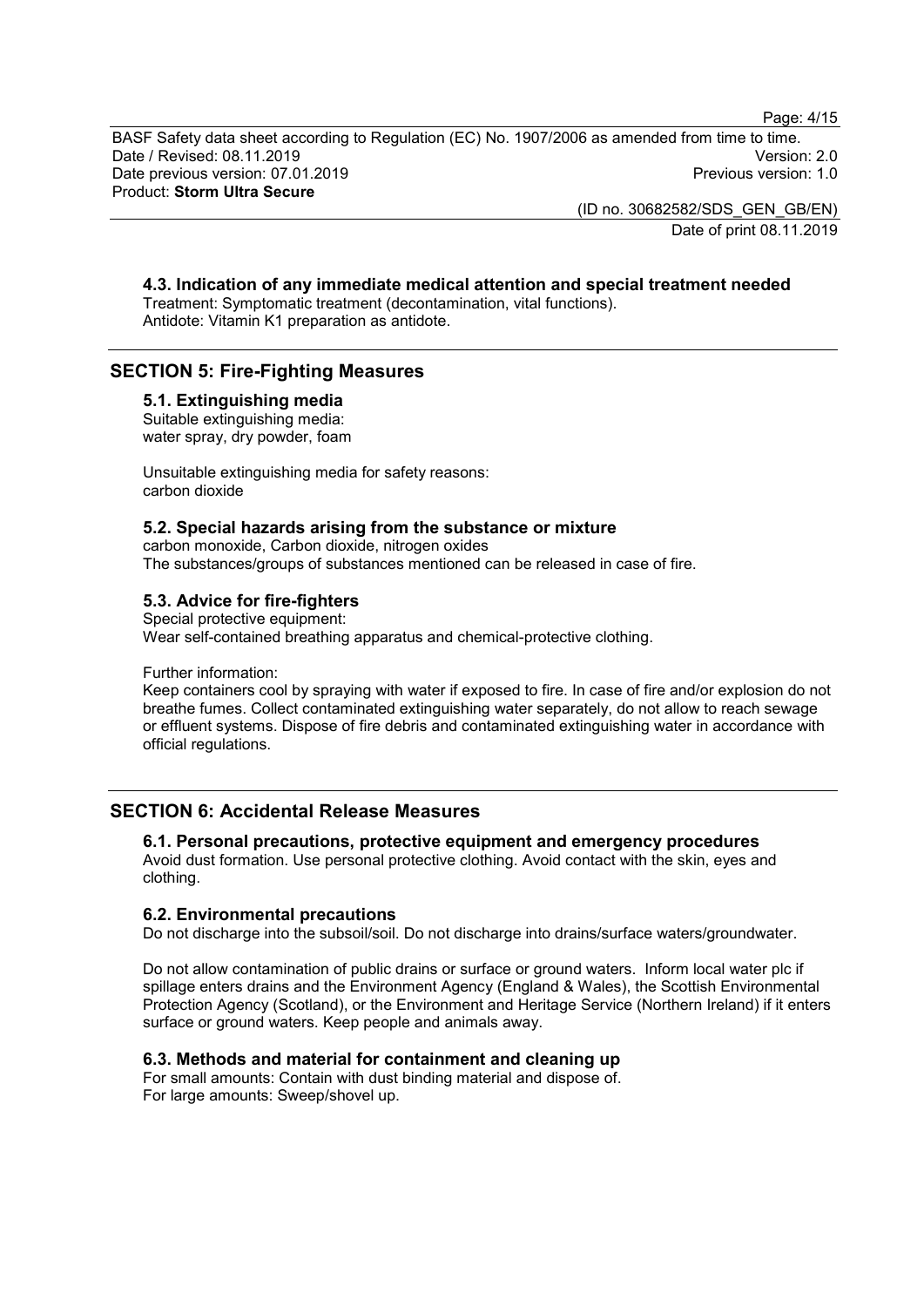### 4.3. Indication of any immediate medical attention and special treatment needed

Treatment: Symptomatic treatment (decontamination, vital functions).
Antidote: Vitamin K1 preparation as antidote.

## SECTION 5: Fire-Fighting Measures

### 5.1. Extinguishing media

Suitable extinguishing media:
water spray, dry powder, foam

Unsuitable extinguishing media for safety reasons:
carbon dioxide

### 5.2. Special hazards arising from the substance or mixture

carbon monoxide, Carbon dioxide, nitrogen oxides
The substances/groups of substances mentioned can be released in case of fire.

### 5.3. Advice for fire-fighters

Special protective equipment:
Wear self-contained breathing apparatus and chemical-protective clothing.

Further information:
Keep containers cool by spraying with water if exposed to fire. In case of fire and/or explosion do not breathe fumes. Collect contaminated extinguishing water separately, do not allow to reach sewage or effluent systems. Dispose of fire debris and contaminated extinguishing water in accordance with official regulations.

## SECTION 6: Accidental Release Measures

### 6.1. Personal precautions, protective equipment and emergency procedures

Avoid dust formation. Use personal protective clothing. Avoid contact with the skin, eyes and clothing.

### 6.2. Environmental precautions

Do not discharge into the subsoil/soil. Do not discharge into drains/surface waters/groundwater.

Do not allow contamination of public drains or surface or ground waters. Inform local water plc if spillage enters drains and the Environment Agency (England & Wales), the Scottish Environmental Protection Agency (Scotland), or the Environment and Heritage Service (Northern Ireland) if it enters surface or ground waters. Keep people and animals away.

### 6.3. Methods and material for containment and cleaning up

For small amounts: Contain with dust binding material and dispose of.
For large amounts: Sweep/shovel up.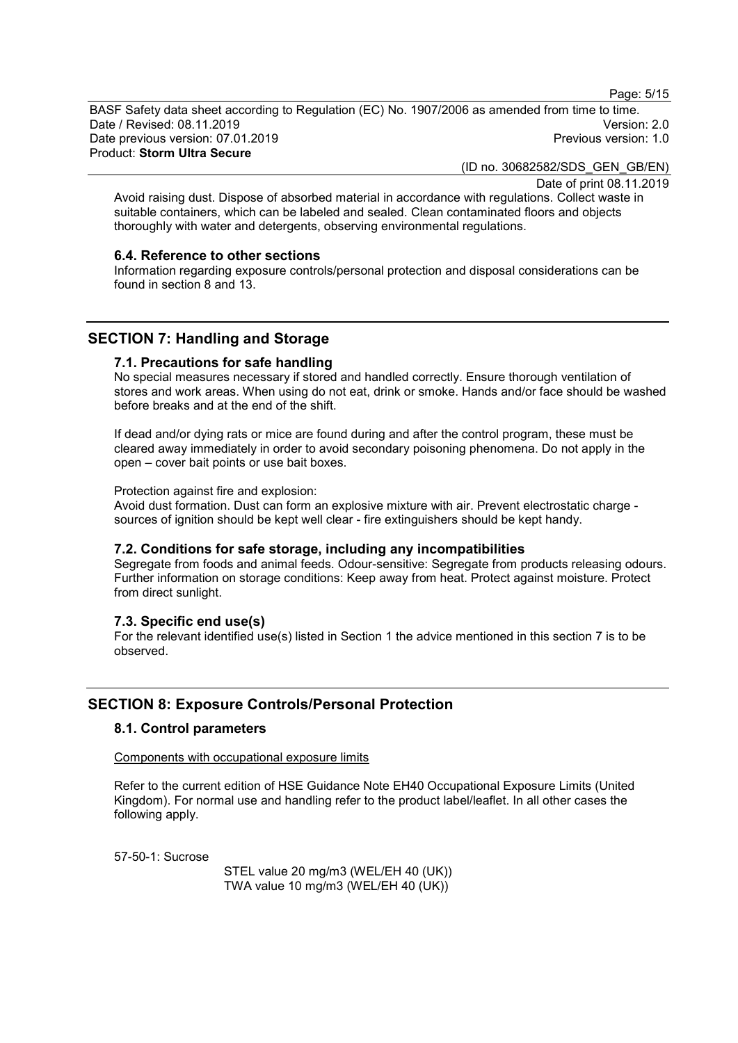Avoid raising dust. Dispose of absorbed material in accordance with regulations. Collect waste in suitable containers, which can be labeled and sealed. Clean contaminated floors and objects thoroughly with water and detergents, observing environmental regulations.

### 6.4. Reference to other sections

Information regarding exposure controls/personal protection and disposal considerations can be found in section 8 and 13.

## SECTION 7: Handling and Storage

### 7.1. Precautions for safe handling

No special measures necessary if stored and handled correctly. Ensure thorough ventilation of stores and work areas. When using do not eat, drink or smoke. Hands and/or face should be washed before breaks and at the end of the shift.

If dead and/or dying rats or mice are found during and after the control program, these must be cleared away immediately in order to avoid secondary poisoning phenomena. Do not apply in the open – cover bait points or use bait boxes.

Protection against fire and explosion:
Avoid dust formation. Dust can form an explosive mixture with air. Prevent electrostatic charge - sources of ignition should be kept well clear - fire extinguishers should be kept handy.

### 7.2. Conditions for safe storage, including any incompatibilities

Segregate from foods and animal feeds. Odour-sensitive: Segregate from products releasing odours. Further information on storage conditions: Keep away from heat. Protect against moisture. Protect from direct sunlight.

### 7.3. Specific end use(s)

For the relevant identified use(s) listed in Section 1 the advice mentioned in this section 7 is to be observed.

## SECTION 8: Exposure Controls/Personal Protection

### 8.1. Control parameters

Components with occupational exposure limits

Refer to the current edition of HSE Guidance Note EH40 Occupational Exposure Limits (United Kingdom). For normal use and handling refer to the product label/leaflet. In all other cases the following apply.

57-50-1: Sucrose

STEL value 20 mg/m3 (WEL/EH 40 (UK))
TWA value 10 mg/m3 (WEL/EH 40 (UK))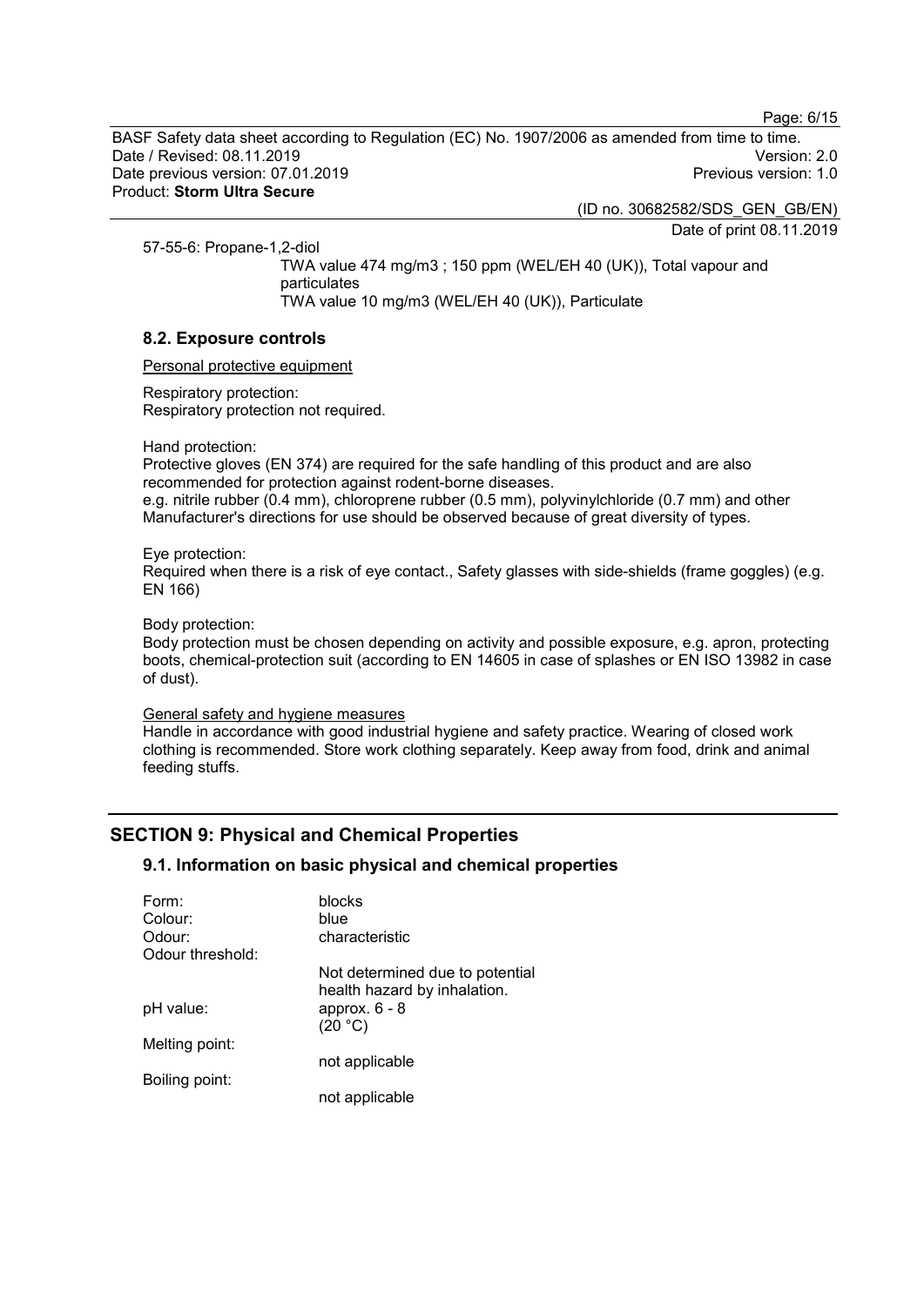57-55-6: Propane-1,2-diol

TWA value 474 mg/m3 ; 150 ppm (WEL/EH 40 (UK)), Total vapour and particulates
TWA value 10 mg/m3 (WEL/EH 40 (UK)), Particulate

### 8.2. Exposure controls

Personal protective equipment

Respiratory protection:
Respiratory protection not required.

Hand protection:
Protective gloves (EN 374) are required for the safe handling of this product and are also recommended for protection against rodent-borne diseases.
e.g. nitrile rubber (0.4 mm), chloroprene rubber (0.5 mm), polyvinylchloride (0.7 mm) and other
Manufacturer's directions for use should be observed because of great diversity of types.

Eye protection:
Required when there is a risk of eye contact., Safety glasses with side-shields (frame goggles) (e.g. EN 166)

Body protection:
Body protection must be chosen depending on activity and possible exposure, e.g. apron, protecting boots, chemical-protection suit (according to EN 14605 in case of splashes or EN ISO 13982 in case of dust).

General safety and hygiene measures
Handle in accordance with good industrial hygiene and safety practice. Wearing of closed work clothing is recommended. Store work clothing separately. Keep away from food, drink and animal feeding stuffs.

## SECTION 9: Physical and Chemical Properties

### 9.1. Information on basic physical and chemical properties

| | |
|---|---|
| Form: | blocks |
| Colour: | blue |
| Odour: | characteristic |
| Odour threshold: | Not determined due to potential health hazard by inhalation. |
| pH value: | approx. 6 - 8 (20 °C) |
| Melting point: | not applicable |
| Boiling point: | not applicable |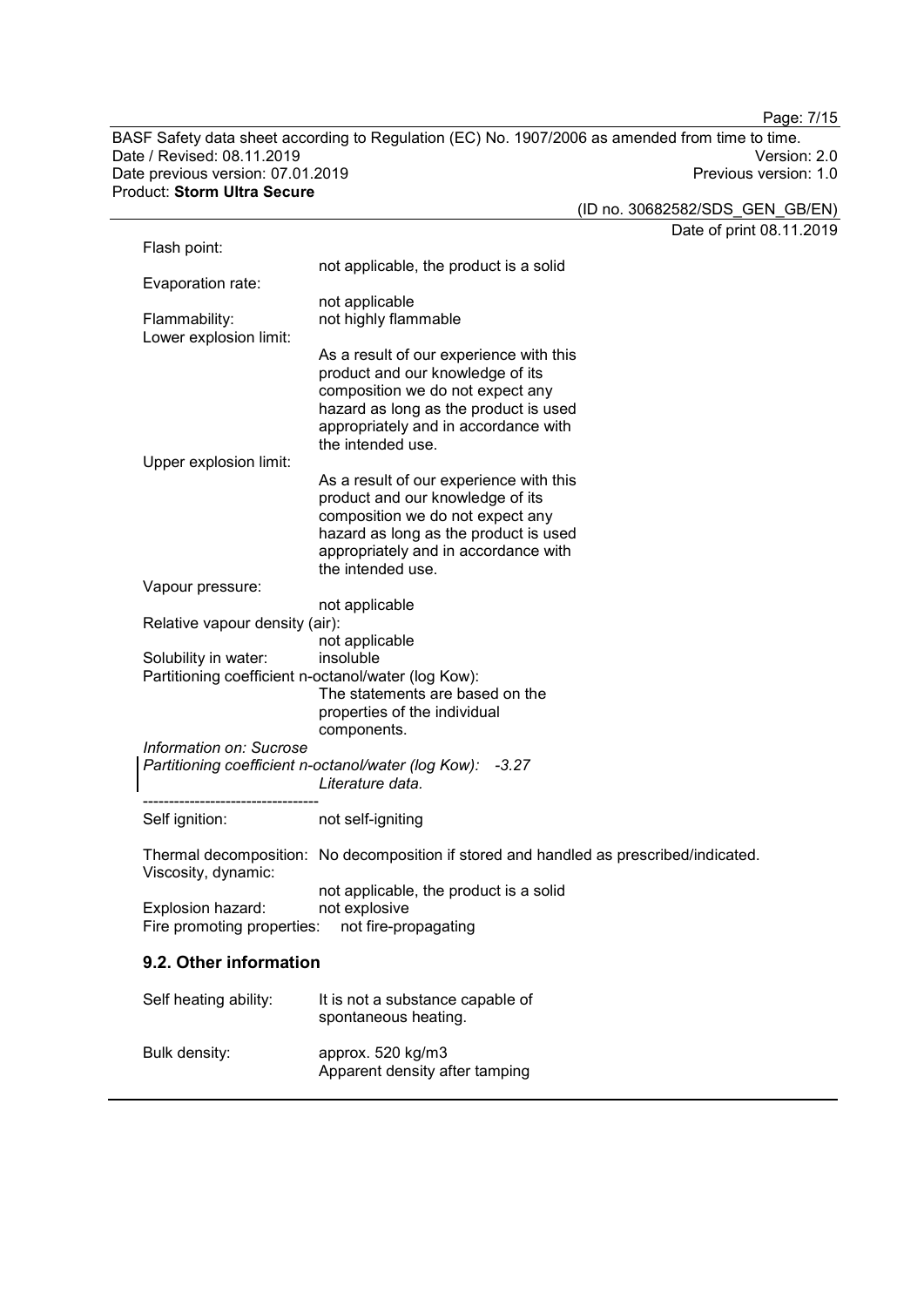Flash point:
not applicable, the product is a solid

Evaporation rate:
not applicable

Flammability: not highly flammable

Lower explosion limit:
As a result of our experience with this product and our knowledge of its composition we do not expect any hazard as long as the product is used appropriately and in accordance with the intended use.

Upper explosion limit:
As a result of our experience with this product and our knowledge of its composition we do not expect any hazard as long as the product is used appropriately and in accordance with the intended use.

Vapour pressure:
not applicable

Relative vapour density (air):
not applicable

Solubility in water: insoluble

Partitioning coefficient n-octanol/water (log Kow):
The statements are based on the properties of the individual components.

*Information on: Sucrose*
*Partitioning coefficient n-octanol/water (log Kow): -3.27*
*Literature data.*

----------------------------------

Self ignition: not self-igniting

Thermal decomposition: No decomposition if stored and handled as prescribed/indicated.

Viscosity, dynamic:
not applicable, the product is a solid

Explosion hazard: not explosive

Fire promoting properties: not fire-propagating

## 9.2. Other information

Self heating ability: It is not a substance capable of spontaneous heating.

Bulk density: approx. 520 kg/m3
Apparent density after tamping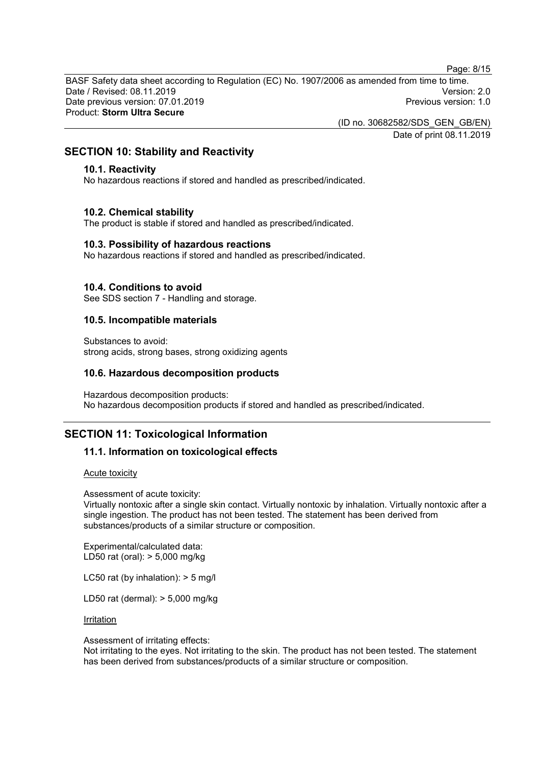## SECTION 10: Stability and Reactivity

### 10.1. Reactivity

No hazardous reactions if stored and handled as prescribed/indicated.

### 10.2. Chemical stability

The product is stable if stored and handled as prescribed/indicated.

### 10.3. Possibility of hazardous reactions

No hazardous reactions if stored and handled as prescribed/indicated.

### 10.4. Conditions to avoid

See SDS section 7 - Handling and storage.

### 10.5. Incompatible materials

Substances to avoid:
strong acids, strong bases, strong oxidizing agents

### 10.6. Hazardous decomposition products

Hazardous decomposition products:
No hazardous decomposition products if stored and handled as prescribed/indicated.

## SECTION 11: Toxicological Information

### 11.1. Information on toxicological effects

Acute toxicity

Assessment of acute toxicity:
Virtually nontoxic after a single skin contact. Virtually nontoxic by inhalation. Virtually nontoxic after a single ingestion. The product has not been tested. The statement has been derived from substances/products of a similar structure or composition.

Experimental/calculated data:
LD50 rat (oral): > 5,000 mg/kg

LC50 rat (by inhalation): > 5 mg/l

LD50 rat (dermal): > 5,000 mg/kg

Irritation

Assessment of irritating effects:
Not irritating to the eyes. Not irritating to the skin. The product has not been tested. The statement has been derived from substances/products of a similar structure or composition.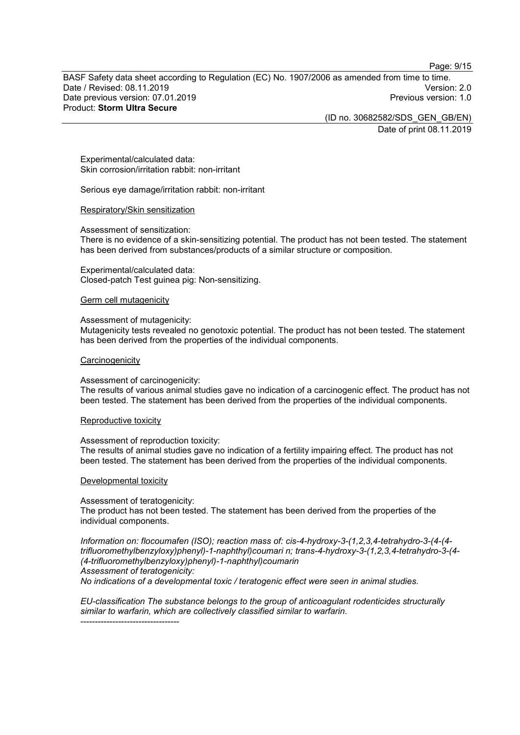Experimental/calculated data:
Skin corrosion/irritation rabbit: non-irritant

Serious eye damage/irritation rabbit: non-irritant

Respiratory/Skin sensitization

Assessment of sensitization:
There is no evidence of a skin-sensitizing potential. The product has not been tested. The statement has been derived from substances/products of a similar structure or composition.

Experimental/calculated data:
Closed-patch Test guinea pig: Non-sensitizing.

Germ cell mutagenicity

Assessment of mutagenicity:
Mutagenicity tests revealed no genotoxic potential. The product has not been tested. The statement has been derived from the properties of the individual components.

Carcinogenicity

Assessment of carcinogenicity:
The results of various animal studies gave no indication of a carcinogenic effect. The product has not been tested. The statement has been derived from the properties of the individual components.

Reproductive toxicity

Assessment of reproduction toxicity:
The results of animal studies gave no indication of a fertility impairing effect. The product has not been tested. The statement has been derived from the properties of the individual components.

Developmental toxicity

Assessment of teratogenicity:
The product has not been tested. The statement has been derived from the properties of the individual components.

*Information on: flocoumafen (ISO); reaction mass of: cis-4-hydroxy-3-(1,2,3,4-tetrahydro-3-(4-(4-trifluoromethylbenzyloxy)phenyl)-1-naphthyl)coumari n; trans-4-hydroxy-3-(1,2,3,4-tetrahydro-3-(4-(4-trifluoromethylbenzyloxy)phenyl)-1-naphthyl)coumarin*
*Assessment of teratogenicity:*
*No indications of a developmental toxic / teratogenic effect were seen in animal studies.*

*EU-classification The substance belongs to the group of anticoagulant rodenticides structurally similar to warfarin, which are collectively classified similar to warfarin.*

----------------------------------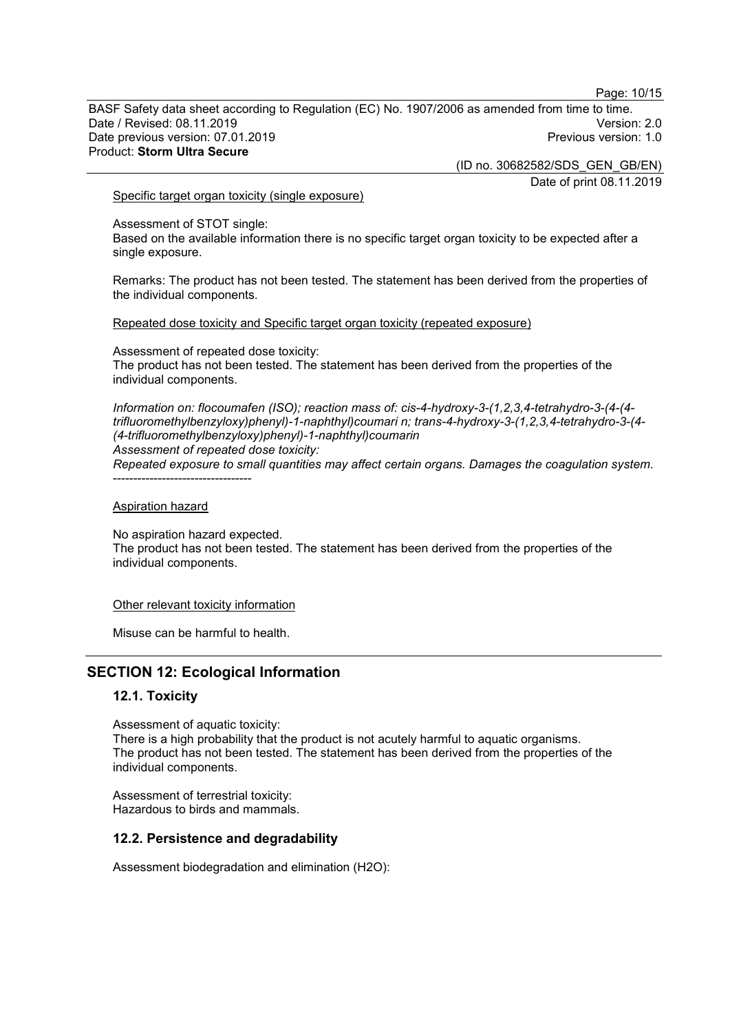Specific target organ toxicity (single exposure)

Assessment of STOT single:
Based on the available information there is no specific target organ toxicity to be expected after a single exposure.

Remarks: The product has not been tested. The statement has been derived from the properties of the individual components.

Repeated dose toxicity and Specific target organ toxicity (repeated exposure)

Assessment of repeated dose toxicity:
The product has not been tested. The statement has been derived from the properties of the individual components.

*Information on: flocoumafen (ISO); reaction mass of: cis-4-hydroxy-3-(1,2,3,4-tetrahydro-3-(4-(4-trifluoromethylbenzyloxy)phenyl)-1-naphthyl)coumari n; trans-4-hydroxy-3-(1,2,3,4-tetrahydro-3-(4-(4-trifluoromethylbenzyloxy)phenyl)-1-naphthyl)coumarin*
*Assessment of repeated dose toxicity:*
*Repeated exposure to small quantities may affect certain organs. Damages the coagulation system.*
----------------------------------

Aspiration hazard

No aspiration hazard expected.
The product has not been tested. The statement has been derived from the properties of the individual components.

Other relevant toxicity information

Misuse can be harmful to health.

## SECTION 12: Ecological Information

### 12.1. Toxicity

Assessment of aquatic toxicity:
There is a high probability that the product is not acutely harmful to aquatic organisms.
The product has not been tested. The statement has been derived from the properties of the individual components.

Assessment of terrestrial toxicity:
Hazardous to birds and mammals.

### 12.2. Persistence and degradability

Assessment biodegradation and elimination ($H_2O$):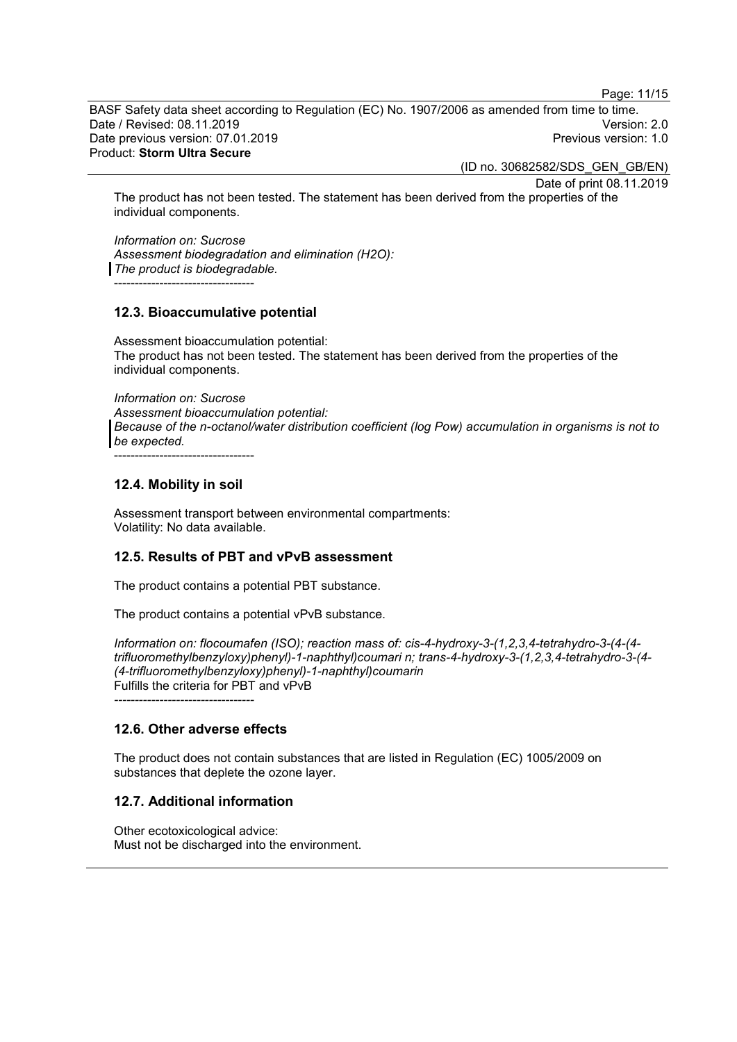The product has not been tested. The statement has been derived from the properties of the individual components.

*Information on: Sucrose*
*Assessment biodegradation and elimination (H2O):*
*The product is biodegradable.*

----------------------------------

## 12.3. Bioaccumulative potential

Assessment bioaccumulation potential:
The product has not been tested. The statement has been derived from the properties of the individual components.

*Information on: Sucrose*
*Assessment bioaccumulation potential:*
*Because of the n-octanol/water distribution coefficient (log Pow) accumulation in organisms is not to be expected.*

----------------------------------

## 12.4. Mobility in soil

Assessment transport between environmental compartments:
Volatility: No data available.

## 12.5. Results of PBT and vPvB assessment

The product contains a potential PBT substance.

The product contains a potential vPvB substance.

*Information on: flocoumafen (ISO); reaction mass of: cis-4-hydroxy-3-(1,2,3,4-tetrahydro-3-(4-(4-trifluoromethylbenzyloxy)phenyl)-1-naphthyl)coumari n; trans-4-hydroxy-3-(1,2,3,4-tetrahydro-3-(4-(4-trifluoromethylbenzyloxy)phenyl)-1-naphthyl)coumarin*
Fulfills the criteria for PBT and vPvB

----------------------------------

## 12.6. Other adverse effects

The product does not contain substances that are listed in Regulation (EC) 1005/2009 on substances that deplete the ozone layer.

## 12.7. Additional information

Other ecotoxicological advice:
Must not be discharged into the environment.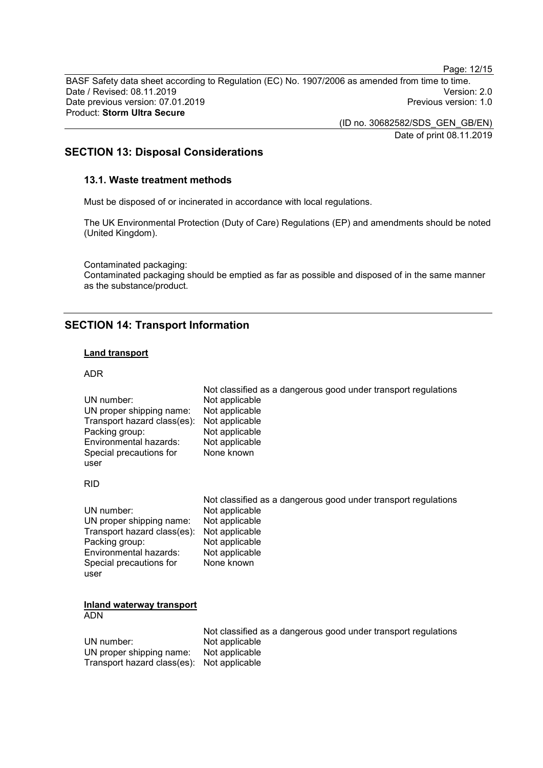## SECTION 13: Disposal Considerations

### 13.1. Waste treatment methods

Must be disposed of or incinerated in accordance with local regulations.

The UK Environmental Protection (Duty of Care) Regulations (EP) and amendments should be noted (United Kingdom).

Contaminated packaging:
Contaminated packaging should be emptied as far as possible and disposed of in the same manner as the substance/product.

## SECTION 14: Transport Information

**Land transport**

ADR

|  | Not classified as a dangerous good under transport regulations |
|---|---|
| UN number: | Not applicable |
| UN proper shipping name: | Not applicable |
| Transport hazard class(es): | Not applicable |
| Packing group: | Not applicable |
| Environmental hazards: | Not applicable |
| Special precautions for user | None known |

RID

|  | Not classified as a dangerous good under transport regulations |
|---|---|
| UN number: | Not applicable |
| UN proper shipping name: | Not applicable |
| Transport hazard class(es): | Not applicable |
| Packing group: | Not applicable |
| Environmental hazards: | Not applicable |
| Special precautions for user | None known |

**Inland waterway transport**
ADN

|  | Not classified as a dangerous good under transport regulations |
|---|---|
| UN number: | Not applicable |
| UN proper shipping name: | Not applicable |
| Transport hazard class(es): | Not applicable |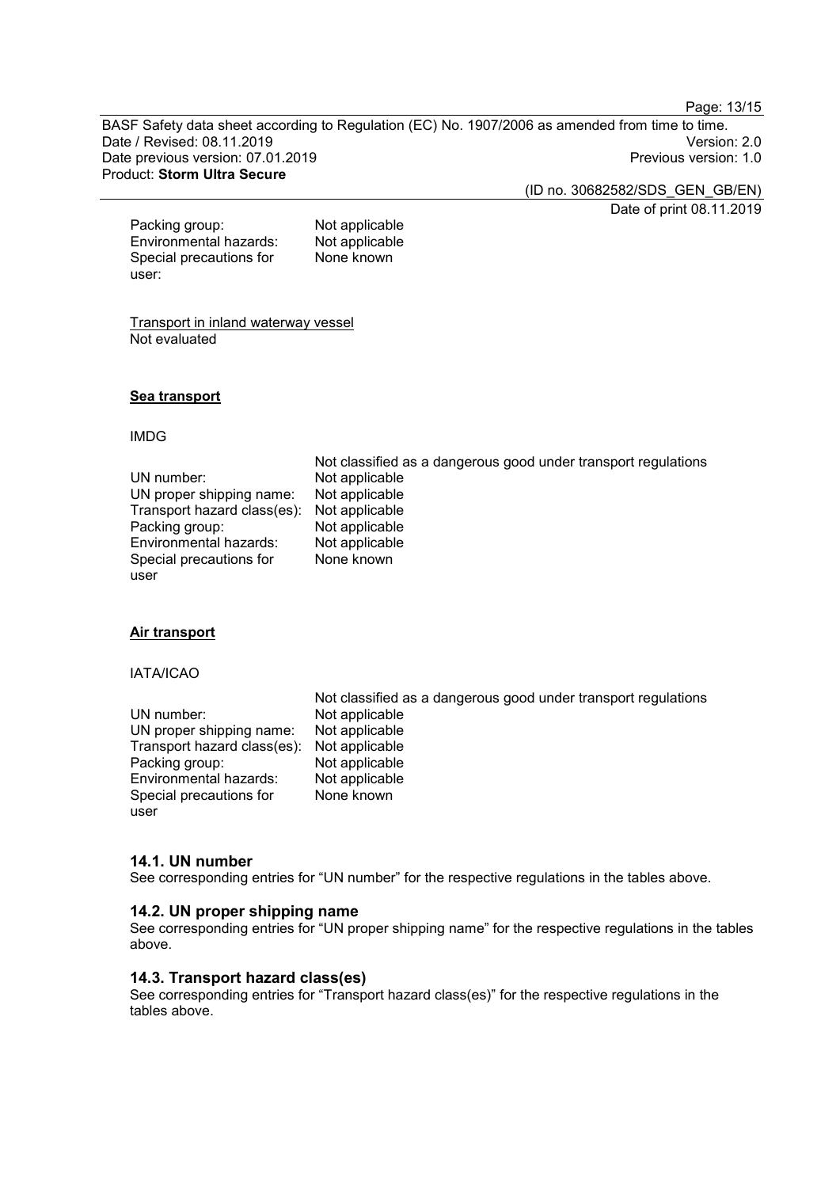| | |
|---|---|
| Packing group: | Not applicable |
| Environmental hazards: | Not applicable |
| Special precautions for user: | None known |

<u>Transport in inland waterway vessel</u>
Not evaluated

**<u>Sea transport</u>**

IMDG

| | |
|---|---|
| | Not classified as a dangerous good under transport regulations |
| UN number: | Not applicable |
| UN proper shipping name: | Not applicable |
| Transport hazard class(es): | Not applicable |
| Packing group: | Not applicable |
| Environmental hazards: | Not applicable |
| Special precautions for user | None known |

**<u>Air transport</u>**

IATA/ICAO

| | |
|---|---|
| | Not classified as a dangerous good under transport regulations |
| UN number: | Not applicable |
| UN proper shipping name: | Not applicable |
| Transport hazard class(es): | Not applicable |
| Packing group: | Not applicable |
| Environmental hazards: | Not applicable |
| Special precautions for user | None known |

### 14.1. UN number

See corresponding entries for “UN number” for the respective regulations in the tables above.

### 14.2. UN proper shipping name

See corresponding entries for “UN proper shipping name” for the respective regulations in the tables above.

### 14.3. Transport hazard class(es)

See corresponding entries for “Transport hazard class(es)” for the respective regulations in the tables above.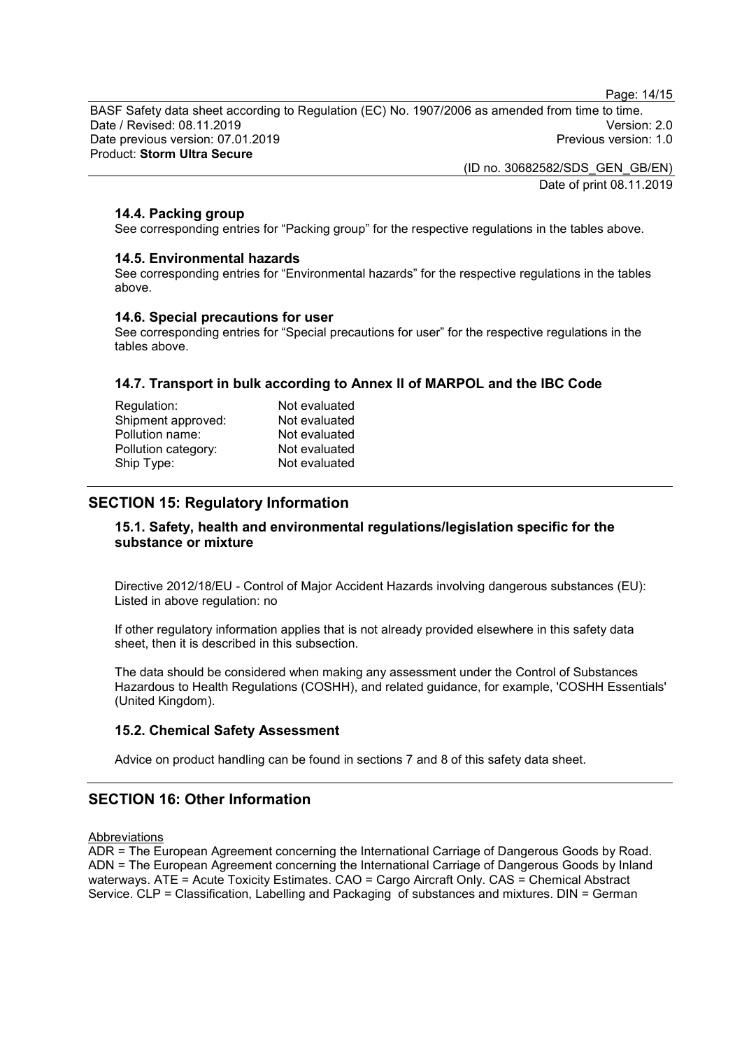### 14.4. Packing group

See corresponding entries for “Packing group” for the respective regulations in the tables above.

### 14.5. Environmental hazards

See corresponding entries for “Environmental hazards” for the respective regulations in the tables above.

### 14.6. Special precautions for user

See corresponding entries for “Special precautions for user” for the respective regulations in the tables above.

### 14.7. Transport in bulk according to Annex II of MARPOL and the IBC Code

| | |
|---|---|
| Regulation: | Not evaluated |
| Shipment approved: | Not evaluated |
| Pollution name: | Not evaluated |
| Pollution category: | Not evaluated |
| Ship Type: | Not evaluated |

## SECTION 15: Regulatory Information

### 15.1. Safety, health and environmental regulations/legislation specific for the substance or mixture

Directive 2012/18/EU - Control of Major Accident Hazards involving dangerous substances (EU): Listed in above regulation: no

If other regulatory information applies that is not already provided elsewhere in this safety data sheet, then it is described in this subsection.

The data should be considered when making any assessment under the Control of Substances Hazardous to Health Regulations (COSHH), and related guidance, for example, 'COSHH Essentials' (United Kingdom).

### 15.2. Chemical Safety Assessment

Advice on product handling can be found in sections 7 and 8 of this safety data sheet.

## SECTION 16: Other Information

Abbreviations

ADR = The European Agreement concerning the International Carriage of Dangerous Goods by Road. ADN = The European Agreement concerning the International Carriage of Dangerous Goods by Inland waterways. ATE = Acute Toxicity Estimates. CAO = Cargo Aircraft Only. CAS = Chemical Abstract Service. CLP = Classification, Labelling and Packaging of substances and mixtures. DIN = German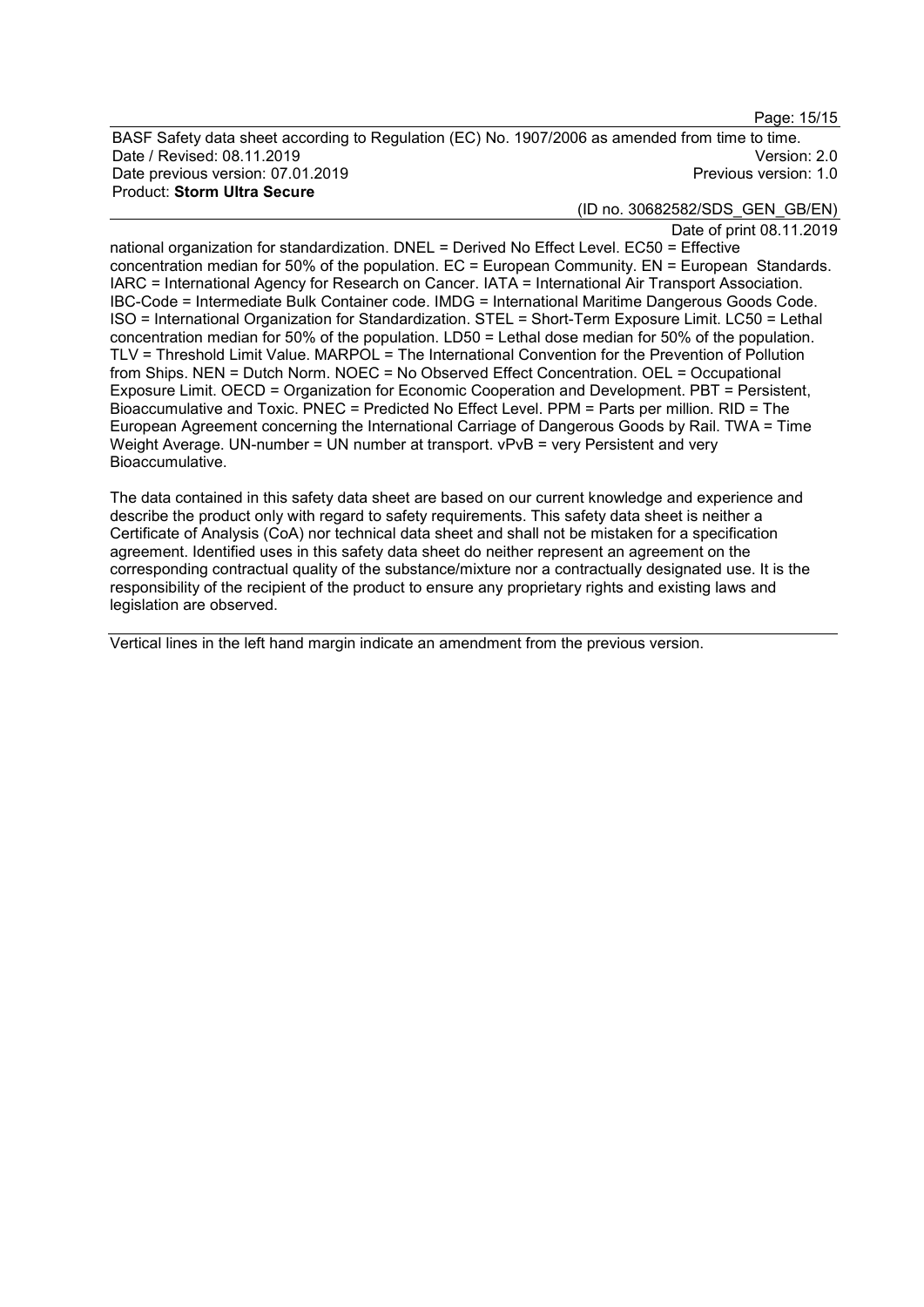national organization for standardization. DNEL = Derived No Effect Level. EC50 = Effective concentration median for 50% of the population. EC = European Community. EN = European Standards. IARC = International Agency for Research on Cancer. IATA = International Air Transport Association. IBC-Code = Intermediate Bulk Container code. IMDG = International Maritime Dangerous Goods Code. ISO = International Organization for Standardization. STEL = Short-Term Exposure Limit. LC50 = Lethal concentration median for 50% of the population. LD50 = Lethal dose median for 50% of the population. TLV = Threshold Limit Value. MARPOL = The International Convention for the Prevention of Pollution from Ships. NEN = Dutch Norm. NOEC = No Observed Effect Concentration. OEL = Occupational Exposure Limit. OECD = Organization for Economic Cooperation and Development. PBT = Persistent, Bioaccumulative and Toxic. PNEC = Predicted No Effect Level. PPM = Parts per million. RID = The European Agreement concerning the International Carriage of Dangerous Goods by Rail. TWA = Time Weight Average. UN-number = UN number at transport. vPvB = very Persistent and very Bioaccumulative.

The data contained in this safety data sheet are based on our current knowledge and experience and describe the product only with regard to safety requirements. This safety data sheet is neither a Certificate of Analysis (CoA) nor technical data sheet and shall not be mistaken for a specification agreement. Identified uses in this safety data sheet do neither represent an agreement on the corresponding contractual quality of the substance/mixture nor a contractually designated use. It is the responsibility of the recipient of the product to ensure any proprietary rights and existing laws and legislation are observed.

---

Vertical lines in the left hand margin indicate an amendment from the previous version.